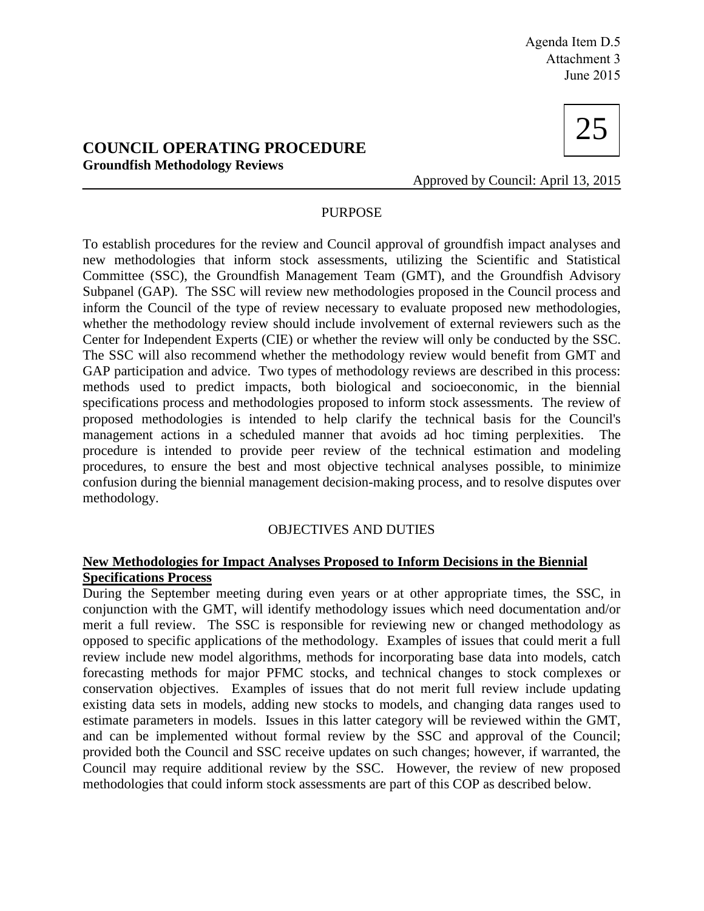Agenda Item D.5
Attachment 3
June 2015

25

# COUNCIL OPERATING PROCEDURE

**Groundfish Methodology Reviews**

Approved by Council: April 13, 2015

## PURPOSE

To establish procedures for the review and Council approval of groundfish impact analyses and new methodologies that inform stock assessments, utilizing the Scientific and Statistical Committee (SSC), the Groundfish Management Team (GMT), and the Groundfish Advisory Subpanel (GAP). The SSC will review new methodologies proposed in the Council process and inform the Council of the type of review necessary to evaluate proposed new methodologies, whether the methodology review should include involvement of external reviewers such as the Center for Independent Experts (CIE) or whether the review will only be conducted by the SSC. The SSC will also recommend whether the methodology review would benefit from GMT and GAP participation and advice. Two types of methodology reviews are described in this process: methods used to predict impacts, both biological and socioeconomic, in the biennial specifications process and methodologies proposed to inform stock assessments. The review of proposed methodologies is intended to help clarify the technical basis for the Council's management actions in a scheduled manner that avoids ad hoc timing perplexities. The procedure is intended to provide peer review of the technical estimation and modeling procedures, to ensure the best and most objective technical analyses possible, to minimize confusion during the biennial management decision-making process, and to resolve disputes over methodology.

## OBJECTIVES AND DUTIES

### New Methodologies for Impact Analyses Proposed to Inform Decisions in the Biennial Specifications Process

During the September meeting during even years or at other appropriate times, the SSC, in conjunction with the GMT, will identify methodology issues which need documentation and/or merit a full review. The SSC is responsible for reviewing new or changed methodology as opposed to specific applications of the methodology. Examples of issues that could merit a full review include new model algorithms, methods for incorporating base data into models, catch forecasting methods for major PFMC stocks, and technical changes to stock complexes or conservation objectives. Examples of issues that do not merit full review include updating existing data sets in models, adding new stocks to models, and changing data ranges used to estimate parameters in models. Issues in this latter category will be reviewed within the GMT, and can be implemented without formal review by the SSC and approval of the Council; provided both the Council and SSC receive updates on such changes; however, if warranted, the Council may require additional review by the SSC. However, the review of new proposed methodologies that could inform stock assessments are part of this COP as described below.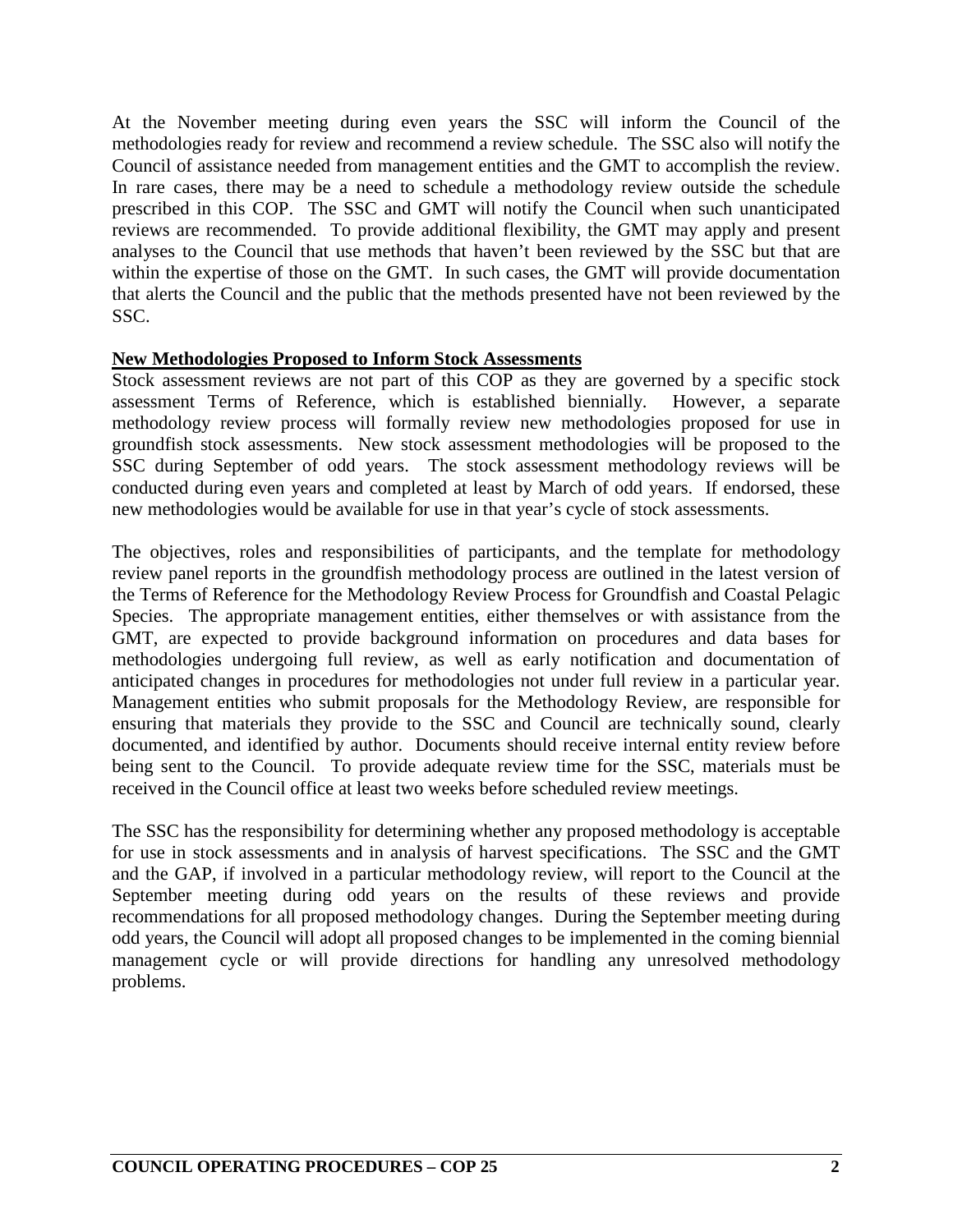At the November meeting during even years the SSC will inform the Council of the methodologies ready for review and recommend a review schedule. The SSC also will notify the Council of assistance needed from management entities and the GMT to accomplish the review. In rare cases, there may be a need to schedule a methodology review outside the schedule prescribed in this COP. The SSC and GMT will notify the Council when such unanticipated reviews are recommended. To provide additional flexibility, the GMT may apply and present analyses to the Council that use methods that haven't been reviewed by the SSC but that are within the expertise of those on the GMT. In such cases, the GMT will provide documentation that alerts the Council and the public that the methods presented have not been reviewed by the SSC.

**New Methodologies Proposed to Inform Stock Assessments**

Stock assessment reviews are not part of this COP as they are governed by a specific stock assessment Terms of Reference, which is established biennially. However, a separate methodology review process will formally review new methodologies proposed for use in groundfish stock assessments. New stock assessment methodologies will be proposed to the SSC during September of odd years. The stock assessment methodology reviews will be conducted during even years and completed at least by March of odd years. If endorsed, these new methodologies would be available for use in that year's cycle of stock assessments.

The objectives, roles and responsibilities of participants, and the template for methodology review panel reports in the groundfish methodology process are outlined in the latest version of the Terms of Reference for the Methodology Review Process for Groundfish and Coastal Pelagic Species. The appropriate management entities, either themselves or with assistance from the GMT, are expected to provide background information on procedures and data bases for methodologies undergoing full review, as well as early notification and documentation of anticipated changes in procedures for methodologies not under full review in a particular year. Management entities who submit proposals for the Methodology Review, are responsible for ensuring that materials they provide to the SSC and Council are technically sound, clearly documented, and identified by author. Documents should receive internal entity review before being sent to the Council. To provide adequate review time for the SSC, materials must be received in the Council office at least two weeks before scheduled review meetings.

The SSC has the responsibility for determining whether any proposed methodology is acceptable for use in stock assessments and in analysis of harvest specifications. The SSC and the GMT and the GAP, if involved in a particular methodology review, will report to the Council at the September meeting during odd years on the results of these reviews and provide recommendations for all proposed methodology changes. During the September meeting during odd years, the Council will adopt all proposed changes to be implemented in the coming biennial management cycle or will provide directions for handling any unresolved methodology problems.